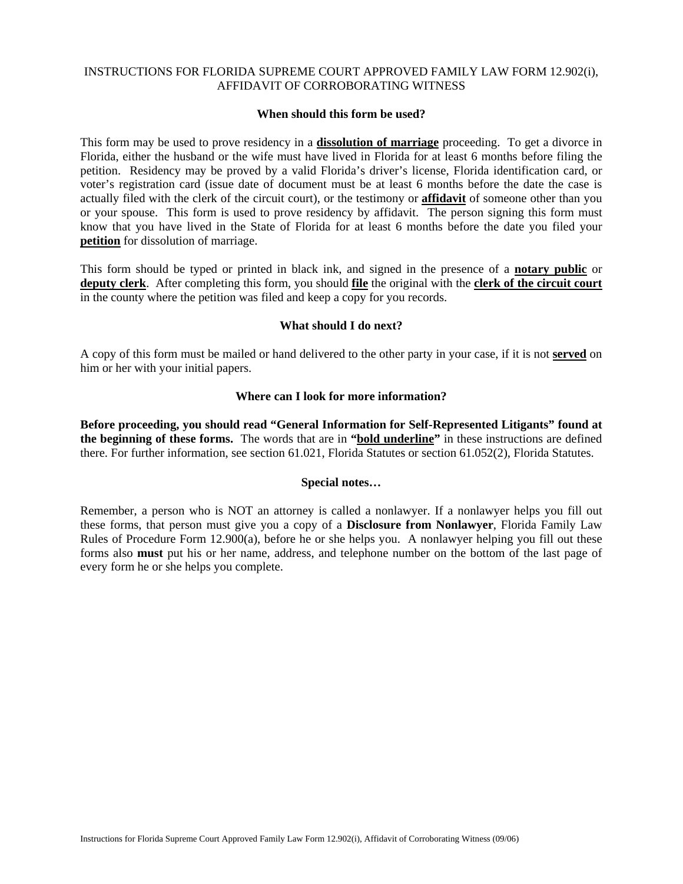INSTRUCTIONS FOR FLORIDA SUPREME COURT APPROVED FAMILY LAW FORM 12.902(i), AFFIDAVIT OF CORROBORATING WITNESS

### When should this form be used?

This form may be used to prove residency in a **dissolution of marriage** proceeding. To get a divorce in Florida, either the husband or the wife must have lived in Florida for at least 6 months before filing the petition. Residency may be proved by a valid Florida's driver's license, Florida identification card, or voter's registration card (issue date of document must be at least 6 months before the date the case is actually filed with the clerk of the circuit court), or the testimony or **affidavit** of someone other than you or your spouse. This form is used to prove residency by affidavit. The person signing this form must know that you have lived in the State of Florida for at least 6 months before the date you filed your **petition** for dissolution of marriage.

This form should be typed or printed in black ink, and signed in the presence of a **notary public** or **deputy clerk**. After completing this form, you should **file** the original with the **clerk of the circuit court** in the county where the petition was filed and keep a copy for you records.

### What should I do next?

A copy of this form must be mailed or hand delivered to the other party in your case, if it is not **served** on him or her with your initial papers.

### Where can I look for more information?

**Before proceeding, you should read "General Information for Self-Represented Litigants" found at the beginning of these forms.** The words that are in **"bold underline"** in these instructions are defined there. For further information, see section 61.021, Florida Statutes or section 61.052(2), Florida Statutes.

### Special notes…

Remember, a person who is NOT an attorney is called a nonlawyer. If a nonlawyer helps you fill out these forms, that person must give you a copy of a **Disclosure from Nonlawyer**, Florida Family Law Rules of Procedure Form 12.900(a), before he or she helps you. A nonlawyer helping you fill out these forms also **must** put his or her name, address, and telephone number on the bottom of the last page of every form he or she helps you complete.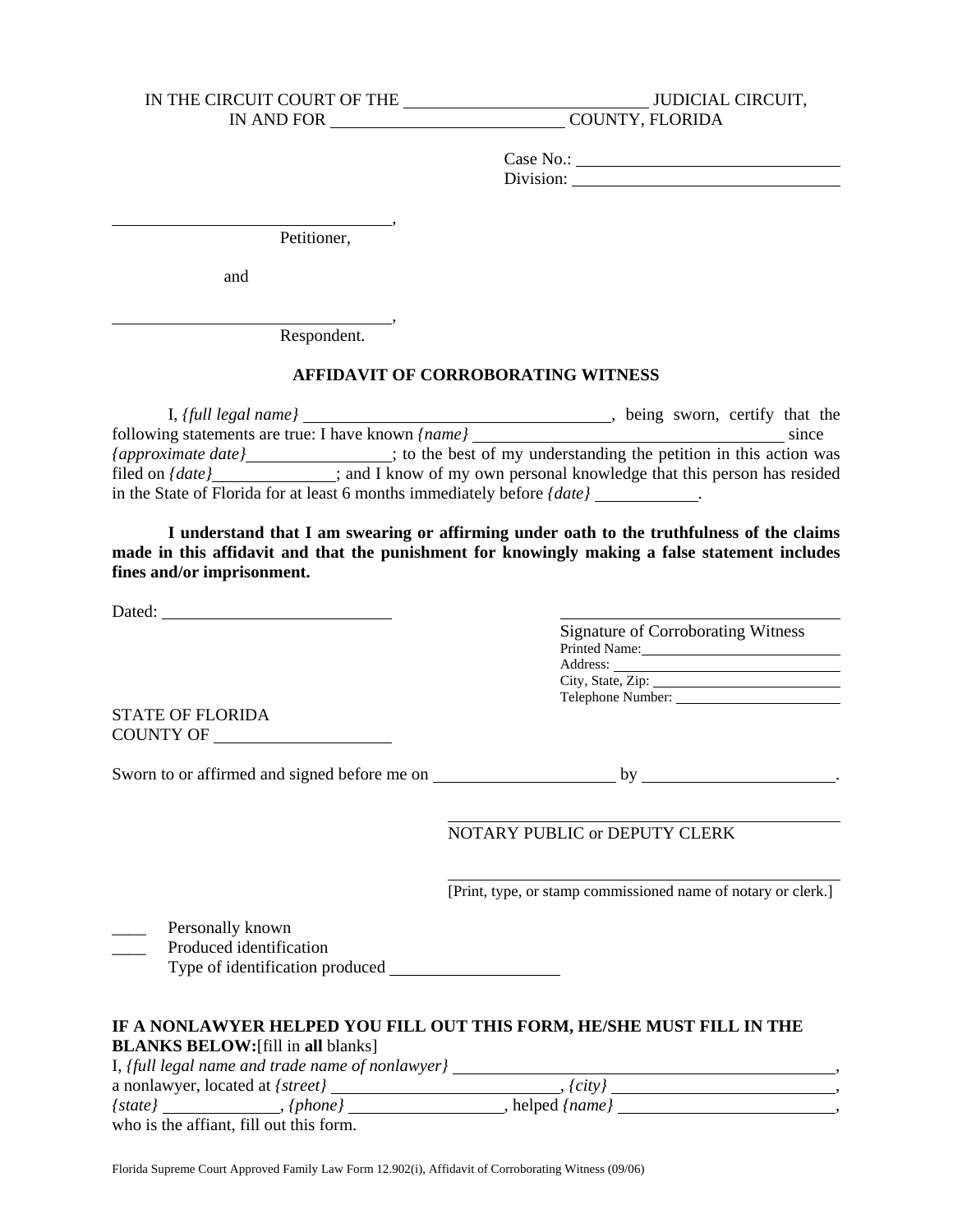IN THE CIRCUIT COURT OF THE \_\_\_\_\_\_\_\_\_\_\_\_\_\_\_\_\_\_\_\_\_\_\_\_\_\_\_\_ JUDICIAL CIRCUIT,
IN AND FOR \_\_\_\_\_\_\_\_\_\_\_\_\_\_\_\_\_\_\_\_\_\_\_\_\_\_\_\_ COUNTY, FLORIDA

Case No.: \_\_\_\_\_\_\_\_\_\_\_\_\_\_\_\_\_\_\_\_\_\_\_\_\_\_\_\_
Division: \_\_\_\_\_\_\_\_\_\_\_\_\_\_\_\_\_\_\_\_\_\_\_\_\_\_\_\_

\_\_\_\_\_\_\_\_\_\_\_\_\_\_\_\_\_\_\_\_\_\_\_\_\_\_\_\_\_\_\_\_\_,
Petitioner,

and

\_\_\_\_\_\_\_\_\_\_\_\_\_\_\_\_\_\_\_\_\_\_\_\_\_\_\_\_\_\_\_\_\_,
Respondent.

## AFFIDAVIT OF CORROBORATING WITNESS

I, *{full legal name}* \_\_\_\_\_\_\_\_\_\_\_\_\_\_\_\_\_\_\_\_\_\_\_\_\_\_\_\_\_\_\_\_\_\_, being sworn, certify that the following statements are true: I have known *{name}* \_\_\_\_\_\_\_\_\_\_\_\_\_\_\_\_\_\_\_\_\_\_\_\_\_\_\_\_\_\_\_\_\_\_ since *{approximate date}* \_\_\_\_\_\_\_\_\_\_\_\_\_\_\_\_; to the best of my understanding the petition in this action was filed on *{date}* \_\_\_\_\_\_\_\_\_\_\_\_\_\_; and I know of my own personal knowledge that this person has resided in the State of Florida for at least 6 months immediately before *{date}* \_\_\_\_\_\_\_\_\_\_\_.

**I understand that I am swearing or affirming under oath to the truthfulness of the claims made in this affidavit and that the punishment for knowingly making a false statement includes fines and/or imprisonment.**

Dated: \_\_\_\_\_\_\_\_\_\_\_\_\_\_\_\_\_\_\_\_\_\_\_\_\_\_\_

\_\_\_\_\_\_\_\_\_\_\_\_\_\_\_\_\_\_\_\_\_\_\_\_\_\_\_\_\_\_\_\_\_\_
Signature of Corroborating Witness
Printed Name: \_\_\_\_\_\_\_\_\_\_\_\_\_\_\_\_\_\_\_\_\_\_\_\_\_\_
Address: \_\_\_\_\_\_\_\_\_\_\_\_\_\_\_\_\_\_\_\_\_\_\_\_\_\_\_\_\_\_
City, State, Zip: \_\_\_\_\_\_\_\_\_\_\_\_\_\_\_\_\_\_\_\_\_\_\_
Telephone Number: \_\_\_\_\_\_\_\_\_\_\_\_\_\_\_\_\_\_\_\_\_

STATE OF FLORIDA
COUNTY OF \_\_\_\_\_\_\_\_\_\_\_\_\_\_\_\_\_\_\_\_\_

Sworn to or affirmed and signed before me on \_\_\_\_\_\_\_\_\_\_\_\_\_\_\_\_\_\_\_\_\_ by \_\_\_\_\_\_\_\_\_\_\_\_\_\_\_\_\_\_\_\_\_\_.

\_\_\_\_\_\_\_\_\_\_\_\_\_\_\_\_\_\_\_\_\_\_\_\_\_\_\_\_\_\_\_\_\_\_\_\_\_\_\_\_\_\_\_\_\_\_
NOTARY PUBLIC or DEPUTY CLERK

\_\_\_\_\_\_\_\_\_\_\_\_\_\_\_\_\_\_\_\_\_\_\_\_\_\_\_\_\_\_\_\_\_\_\_\_\_\_\_\_\_\_\_\_\_\_
[Print, type, or stamp commissioned name of notary or clerk.]

\_\_\_\_ Personally known
\_\_\_\_ Produced identification
Type of identification produced \_\_\_\_\_\_\_\_\_\_\_\_\_\_\_\_\_\_\_\_

**IF A NONLAWYER HELPED YOU FILL OUT THIS FORM, HE/SHE MUST FILL IN THE BLANKS BELOW:**[fill in **all** blanks]
I, *{full legal name and trade name of nonlawyer}* \_\_\_\_\_\_\_\_\_\_\_\_\_\_\_\_\_\_\_\_\_\_\_\_\_\_\_\_\_\_\_\_\_\_\_\_\_\_\_\_\_\_,
a nonlawyer, located at *{street}* \_\_\_\_\_\_\_\_\_\_\_\_\_\_\_\_\_\_\_\_\_\_\_\_\_\_, *{city}* \_\_\_\_\_\_\_\_\_\_\_\_\_\_\_\_\_\_\_\_\_\_\_\_\_\_,
*{state}* \_\_\_\_\_\_\_\_\_\_\_\_\_, *{phone}* \_\_\_\_\_\_\_\_\_\_\_\_\_\_\_\_\_, helped *{name}* \_\_\_\_\_\_\_\_\_\_\_\_\_\_\_\_\_\_\_\_\_\_\_\_\_\_,
who is the affiant, fill out this form.

Florida Supreme Court Approved Family Law Form 12.902(i), Affidavit of Corroborating Witness (09/06)